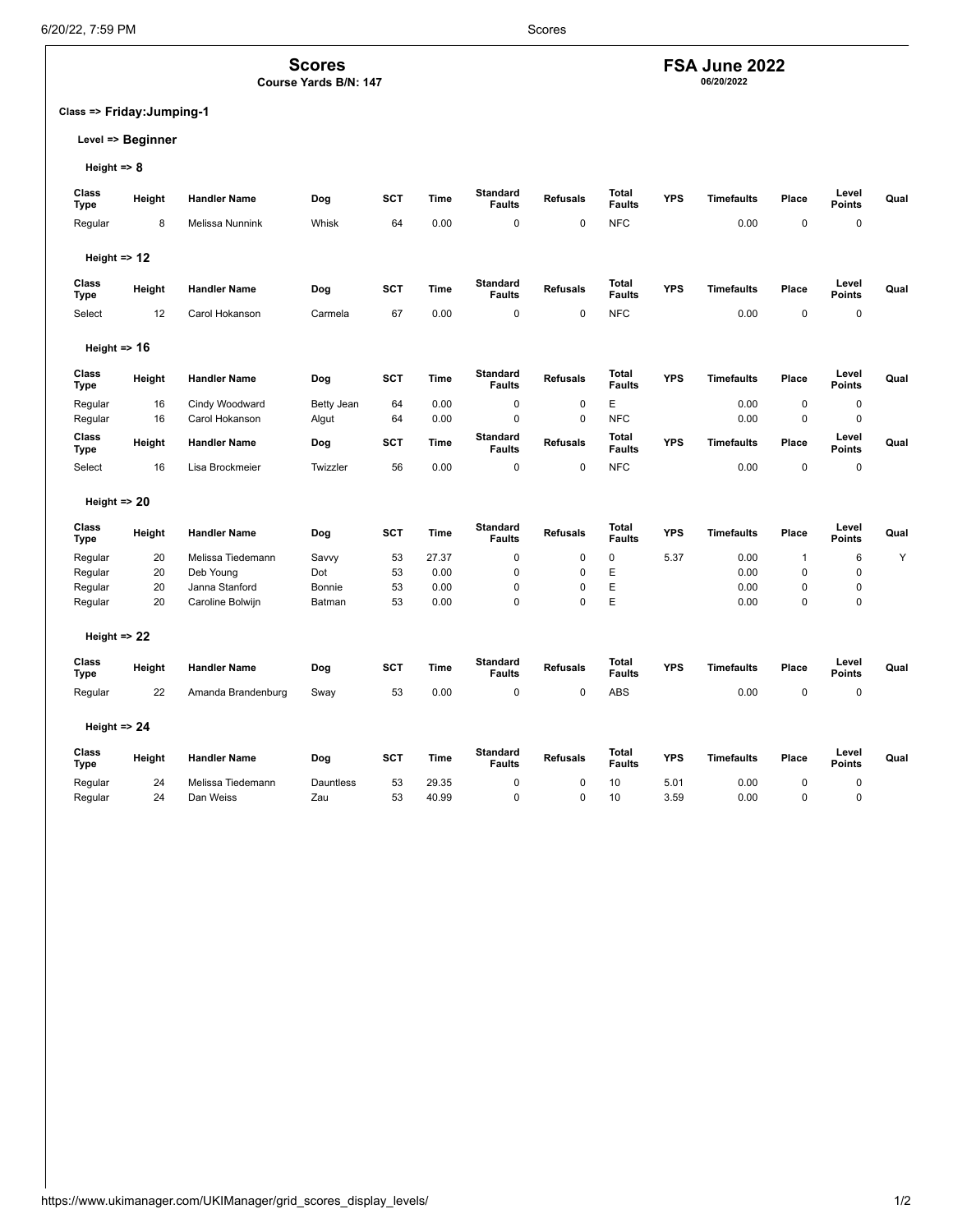# Scores

**Course Yards B/N: 147**

## FSA June 2022

**06/20/2022**

**Class => Friday:Jumping-1**

**Level => Beginner**

**Height => 8**

| Class Type | Height | Handler Name | Dog | SCT | Time | Standard Faults | Refusals | Total Faults | YPS | Timefaults | Place | Level Points | Qual |
|---|---|---|---|---|---|---|---|---|---|---|---|---|---|
| Regular | 8 | Melissa Nunnink | Whisk | 64 | 0.00 | 0 | 0 | NFC | | 0.00 | 0 | 0 | |

**Height => 12**

| Class Type | Height | Handler Name | Dog | SCT | Time | Standard Faults | Refusals | Total Faults | YPS | Timefaults | Place | Level Points | Qual |
|---|---|---|---|---|---|---|---|---|---|---|---|---|---|
| Select | 12 | Carol Hokanson | Carmela | 67 | 0.00 | 0 | 0 | NFC | | 0.00 | 0 | 0 | |

**Height => 16**

| Class Type | Height | Handler Name | Dog | SCT | Time | Standard Faults | Refusals | Total Faults | YPS | Timefaults | Place | Level Points | Qual |
|---|---|---|---|---|---|---|---|---|---|---|---|---|---|
| Regular | 16 | Cindy Woodward | Betty Jean | 64 | 0.00 | 0 | 0 | E | | 0.00 | 0 | 0 | |
| Regular | 16 | Carol Hokanson | Algut | 64 | 0.00 | 0 | 0 | NFC | | 0.00 | 0 | 0 | |

| Class Type | Height | Handler Name | Dog | SCT | Time | Standard Faults | Refusals | Total Faults | YPS | Timefaults | Place | Level Points | Qual |
|---|---|---|---|---|---|---|---|---|---|---|---|---|---|
| Select | 16 | Lisa Brockmeier | Twizzler | 56 | 0.00 | 0 | 0 | NFC | | 0.00 | 0 | 0 | |

**Height => 20**

| Class Type | Height | Handler Name | Dog | SCT | Time | Standard Faults | Refusals | Total Faults | YPS | Timefaults | Place | Level Points | Qual |
|---|---|---|---|---|---|---|---|---|---|---|---|---|---|
| Regular | 20 | Melissa Tiedemann | Savvy | 53 | 27.37 | 0 | 0 | 0 | 5.37 | 0.00 | 1 | 6 | Y |
| Regular | 20 | Deb Young | Dot | 53 | 0.00 | 0 | 0 | E | | 0.00 | 0 | 0 | |
| Regular | 20 | Janna Stanford | Bonnie | 53 | 0.00 | 0 | 0 | E | | 0.00 | 0 | 0 | |
| Regular | 20 | Caroline Bolwijn | Batman | 53 | 0.00 | 0 | 0 | E | | 0.00 | 0 | 0 | |

**Height => 22**

| Class Type | Height | Handler Name | Dog | SCT | Time | Standard Faults | Refusals | Total Faults | YPS | Timefaults | Place | Level Points | Qual |
|---|---|---|---|---|---|---|---|---|---|---|---|---|---|
| Regular | 22 | Amanda Brandenburg | Sway | 53 | 0.00 | 0 | 0 | ABS | | 0.00 | 0 | 0 | |

**Height => 24**

| Class Type | Height | Handler Name | Dog | SCT | Time | Standard Faults | Refusals | Total Faults | YPS | Timefaults | Place | Level Points | Qual |
|---|---|---|---|---|---|---|---|---|---|---|---|---|---|
| Regular | 24 | Melissa Tiedemann | Dauntless | 53 | 29.35 | 0 | 0 | 10 | 5.01 | 0.00 | 0 | 0 | |
| Regular | 24 | Dan Weiss | Zau | 53 | 40.99 | 0 | 0 | 10 | 3.59 | 0.00 | 0 | 0 | |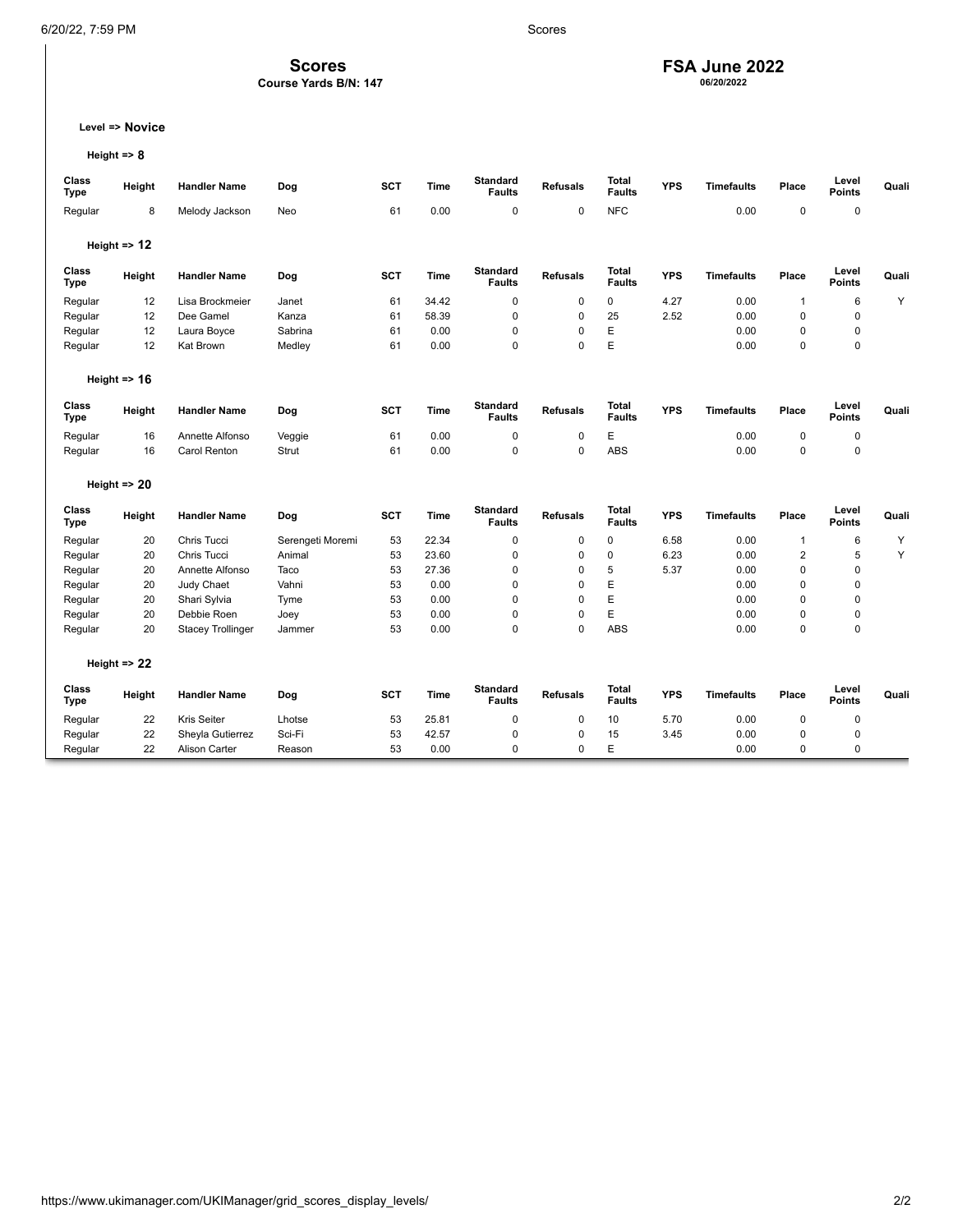# Scores

**Course Yards B/N: 147**

## FSA June 2022

**06/20/2022**

**Level => Novice**

**Height => 8**

| Class Type | Height | Handler Name | Dog | SCT | Time | Standard Faults | Refusals | Total Faults | YPS | Timefaults | Place | Level Points | Quali |
|---|---|---|---|---|---|---|---|---|---|---|---|---|---|
| Regular | 8 | Melody Jackson | Neo | 61 | 0.00 | 0 | 0 | NFC | | 0.00 | 0 | 0 | |

**Height => 12**

| Class Type | Height | Handler Name | Dog | SCT | Time | Standard Faults | Refusals | Total Faults | YPS | Timefaults | Place | Level Points | Quali |
|---|---|---|---|---|---|---|---|---|---|---|---|---|---|
| Regular | 12 | Lisa Brockmeier | Janet | 61 | 34.42 | 0 | 0 | 0 | 4.27 | 0.00 | 1 | 6 | Y |
| Regular | 12 | Dee Gamel | Kanza | 61 | 58.39 | 0 | 0 | 25 | 2.52 | 0.00 | 0 | 0 | |
| Regular | 12 | Laura Boyce | Sabrina | 61 | 0.00 | 0 | 0 | E | | 0.00 | 0 | 0 | |
| Regular | 12 | Kat Brown | Medley | 61 | 0.00 | 0 | 0 | E | | 0.00 | 0 | 0 | |

**Height => 16**

| Class Type | Height | Handler Name | Dog | SCT | Time | Standard Faults | Refusals | Total Faults | YPS | Timefaults | Place | Level Points | Quali |
|---|---|---|---|---|---|---|---|---|---|---|---|---|---|
| Regular | 16 | Annette Alfonso | Veggie | 61 | 0.00 | 0 | 0 | E | | 0.00 | 0 | 0 | |
| Regular | 16 | Carol Renton | Strut | 61 | 0.00 | 0 | 0 | ABS | | 0.00 | 0 | 0 | |

**Height => 20**

| Class Type | Height | Handler Name | Dog | SCT | Time | Standard Faults | Refusals | Total Faults | YPS | Timefaults | Place | Level Points | Quali |
|---|---|---|---|---|---|---|---|---|---|---|---|---|---|
| Regular | 20 | Chris Tucci | Serengeti Moremi | 53 | 22.34 | 0 | 0 | 0 | 6.58 | 0.00 | 1 | 6 | Y |
| Regular | 20 | Chris Tucci | Animal | 53 | 23.60 | 0 | 0 | 0 | 6.23 | 0.00 | 2 | 5 | Y |
| Regular | 20 | Annette Alfonso | Taco | 53 | 27.36 | 0 | 0 | 5 | 5.37 | 0.00 | 0 | 0 | |
| Regular | 20 | Judy Chaet | Vahni | 53 | 0.00 | 0 | 0 | E | | 0.00 | 0 | 0 | |
| Regular | 20 | Shari Sylvia | Tyme | 53 | 0.00 | 0 | 0 | E | | 0.00 | 0 | 0 | |
| Regular | 20 | Debbie Roen | Joey | 53 | 0.00 | 0 | 0 | E | | 0.00 | 0 | 0 | |
| Regular | 20 | Stacey Trollinger | Jammer | 53 | 0.00 | 0 | 0 | ABS | | 0.00 | 0 | 0 | |

**Height => 22**

| Class Type | Height | Handler Name | Dog | SCT | Time | Standard Faults | Refusals | Total Faults | YPS | Timefaults | Place | Level Points | Quali |
|---|---|---|---|---|---|---|---|---|---|---|---|---|---|
| Regular | 22 | Kris Seiter | Lhotse | 53 | 25.81 | 0 | 0 | 10 | 5.70 | 0.00 | 0 | 0 | |
| Regular | 22 | Sheyla Gutierrez | Sci-Fi | 53 | 42.57 | 0 | 0 | 15 | 3.45 | 0.00 | 0 | 0 | |
| Regular | 22 | Alison Carter | Reason | 53 | 0.00 | 0 | 0 | E | | 0.00 | 0 | 0 | |